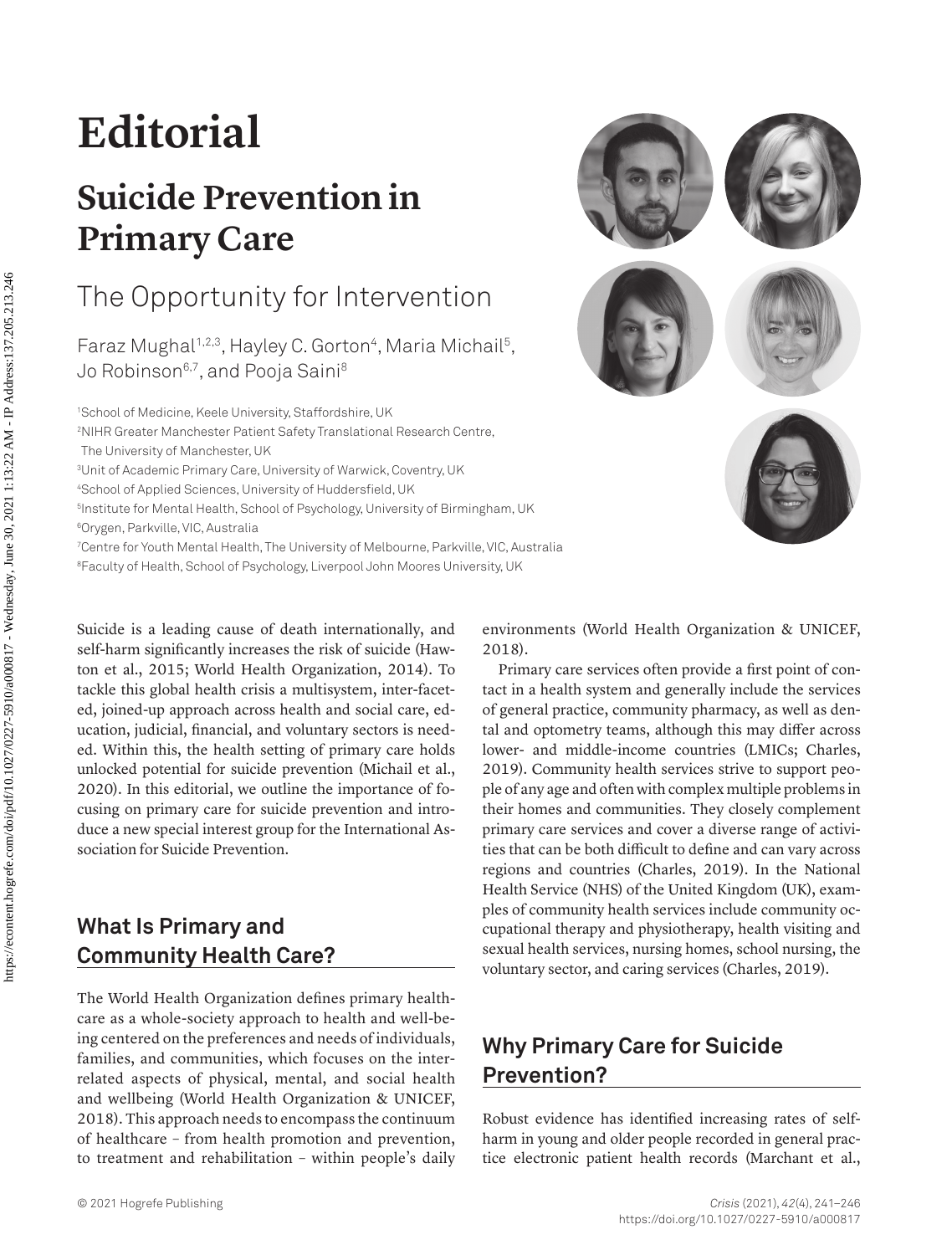# Editorial

# Suicide Prevention in Primary Care

## The Opportunity for Intervention

Faraz Mughal[1,2,3], Hayley C. Gorton[4], Maria Michail[5], Jo Robinson[6,7], and Pooja Saini[8]

[1]School of Medicine, Keele University, Staffordshire, UK
[2]NIHR Greater Manchester Patient Safety Translational Research Centre, The University of Manchester, UK
[3]Unit of Academic Primary Care, University of Warwick, Coventry, UK
[4]School of Applied Sciences, University of Huddersfield, UK
[5]Institute for Mental Health, School of Psychology, University of Birmingham, UK
[6]Orygen, Parkville, VIC, Australia
[7]Centre for Youth Mental Health, The University of Melbourne, Parkville, VIC, Australia
[8]Faculty of Health, School of Psychology, Liverpool John Moores University, UK

Suicide is a leading cause of death internationally, and self-harm significantly increases the risk of suicide (Hawton et al., 2015; World Health Organization, 2014). To tackle this global health crisis a multisystem, inter-faceted, joined-up approach across health and social care, education, judicial, financial, and voluntary sectors is needed. Within this, the health setting of primary care holds unlocked potential for suicide prevention (Michail et al., 2020). In this editorial, we outline the importance of focusing on primary care for suicide prevention and introduce a new special interest group for the International Association for Suicide Prevention.

## What Is Primary and Community Health Care?

The World Health Organization defines primary healthcare as a whole-society approach to health and well-being centered on the preferences and needs of individuals, families, and communities, which focuses on the interrelated aspects of physical, mental, and social health and wellbeing (World Health Organization & UNICEF, 2018). This approach needs to encompass the continuum of healthcare – from health promotion and prevention, to treatment and rehabilitation – within people's daily environments (World Health Organization & UNICEF, 2018).

Primary care services often provide a first point of contact in a health system and generally include the services of general practice, community pharmacy, as well as dental and optometry teams, although this may differ across lower- and middle-income countries (LMICs; Charles, 2019). Community health services strive to support people of any age and often with complex multiple problems in their homes and communities. They closely complement primary care services and cover a diverse range of activities that can be both difficult to define and can vary across regions and countries (Charles, 2019). In the National Health Service (NHS) of the United Kingdom (UK), examples of community health services include community occupational therapy and physiotherapy, health visiting and sexual health services, nursing homes, school nursing, the voluntary sector, and caring services (Charles, 2019).

## Why Primary Care for Suicide Prevention?

Robust evidence has identified increasing rates of self-harm in young and older people recorded in general practice electronic patient health records (Marchant et al.,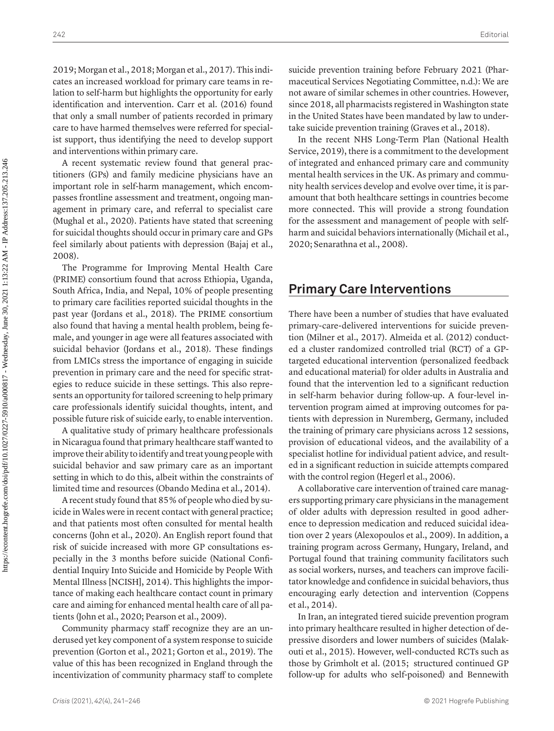2019; Morgan et al., 2018; Morgan et al., 2017). This indicates an increased workload for primary care teams in relation to self-harm but highlights the opportunity for early identification and intervention. Carr et al. (2016) found that only a small number of patients recorded in primary care to have harmed themselves were referred for specialist support, thus identifying the need to develop support and interventions within primary care.

A recent systematic review found that general practitioners (GPs) and family medicine physicians have an important role in self-harm management, which encompasses frontline assessment and treatment, ongoing management in primary care, and referral to specialist care (Mughal et al., 2020). Patients have stated that screening for suicidal thoughts should occur in primary care and GPs feel similarly about patients with depression (Bajaj et al., 2008).

The Programme for Improving Mental Health Care (PRIME) consortium found that across Ethiopia, Uganda, South Africa, India, and Nepal, 10% of people presenting to primary care facilities reported suicidal thoughts in the past year (Jordans et al., 2018). The PRIME consortium also found that having a mental health problem, being female, and younger in age were all features associated with suicidal behavior (Jordans et al., 2018). These findings from LMICs stress the importance of engaging in suicide prevention in primary care and the need for specific strategies to reduce suicide in these settings. This also represents an opportunity for tailored screening to help primary care professionals identify suicidal thoughts, intent, and possible future risk of suicide early, to enable intervention.

A qualitative study of primary healthcare professionals in Nicaragua found that primary healthcare staff wanted to improve their ability to identify and treat young people with suicidal behavior and saw primary care as an important setting in which to do this, albeit within the constraints of limited time and resources (Obando Medina et al., 2014).

A recent study found that 85% of people who died by suicide in Wales were in recent contact with general practice; and that patients most often consulted for mental health concerns (John et al., 2020). An English report found that risk of suicide increased with more GP consultations especially in the 3 months before suicide (National Confidential Inquiry Into Suicide and Homicide by People With Mental Illness [NCISH], 2014). This highlights the importance of making each healthcare contact count in primary care and aiming for enhanced mental health care of all patients (John et al., 2020; Pearson et al., 2009).

Community pharmacy staff recognize they are an underused yet key component of a system response to suicide prevention (Gorton et al., 2021; Gorton et al., 2019). The value of this has been recognized in England through the incentivization of community pharmacy staff to complete suicide prevention training before February 2021 (Pharmaceutical Services Negotiating Committee, n.d.): We are not aware of similar schemes in other countries. However, since 2018, all pharmacists registered in Washington state in the United States have been mandated by law to undertake suicide prevention training (Graves et al., 2018).

In the recent NHS Long-Term Plan (National Health Service, 2019), there is a commitment to the development of integrated and enhanced primary care and community mental health services in the UK. As primary and community health services develop and evolve over time, it is paramount that both healthcare settings in countries become more connected. This will provide a strong foundation for the assessment and management of people with self-harm and suicidal behaviors internationally (Michail et al., 2020; Senarathna et al., 2008).

## Primary Care Interventions

There have been a number of studies that have evaluated primary-care-delivered interventions for suicide prevention (Milner et al., 2017). Almeida et al. (2012) conducted a cluster randomized controlled trial (RCT) of a GP-targeted educational intervention (personalized feedback and educational material) for older adults in Australia and found that the intervention led to a significant reduction in self-harm behavior during follow-up. A four-level intervention program aimed at improving outcomes for patients with depression in Nuremberg, Germany, included the training of primary care physicians across 12 sessions, provision of educational videos, and the availability of a specialist hotline for individual patient advice, and resulted in a significant reduction in suicide attempts compared with the control region (Hegerl et al., 2006).

A collaborative care intervention of trained care managers supporting primary care physicians in the management of older adults with depression resulted in good adherence to depression medication and reduced suicidal ideation over 2 years (Alexopoulos et al., 2009). In addition, a training program across Germany, Hungary, Ireland, and Portugal found that training community facilitators such as social workers, nurses, and teachers can improve facilitator knowledge and confidence in suicidal behaviors, thus encouraging early detection and intervention (Coppens et al., 2014).

In Iran, an integrated tiered suicide prevention program into primary healthcare resulted in higher detection of depressive disorders and lower numbers of suicides (Malakouti et al., 2015). However, well-conducted RCTs such as those by Grimholt et al. (2015; structured continued GP follow-up for adults who self-poisoned) and Bennewith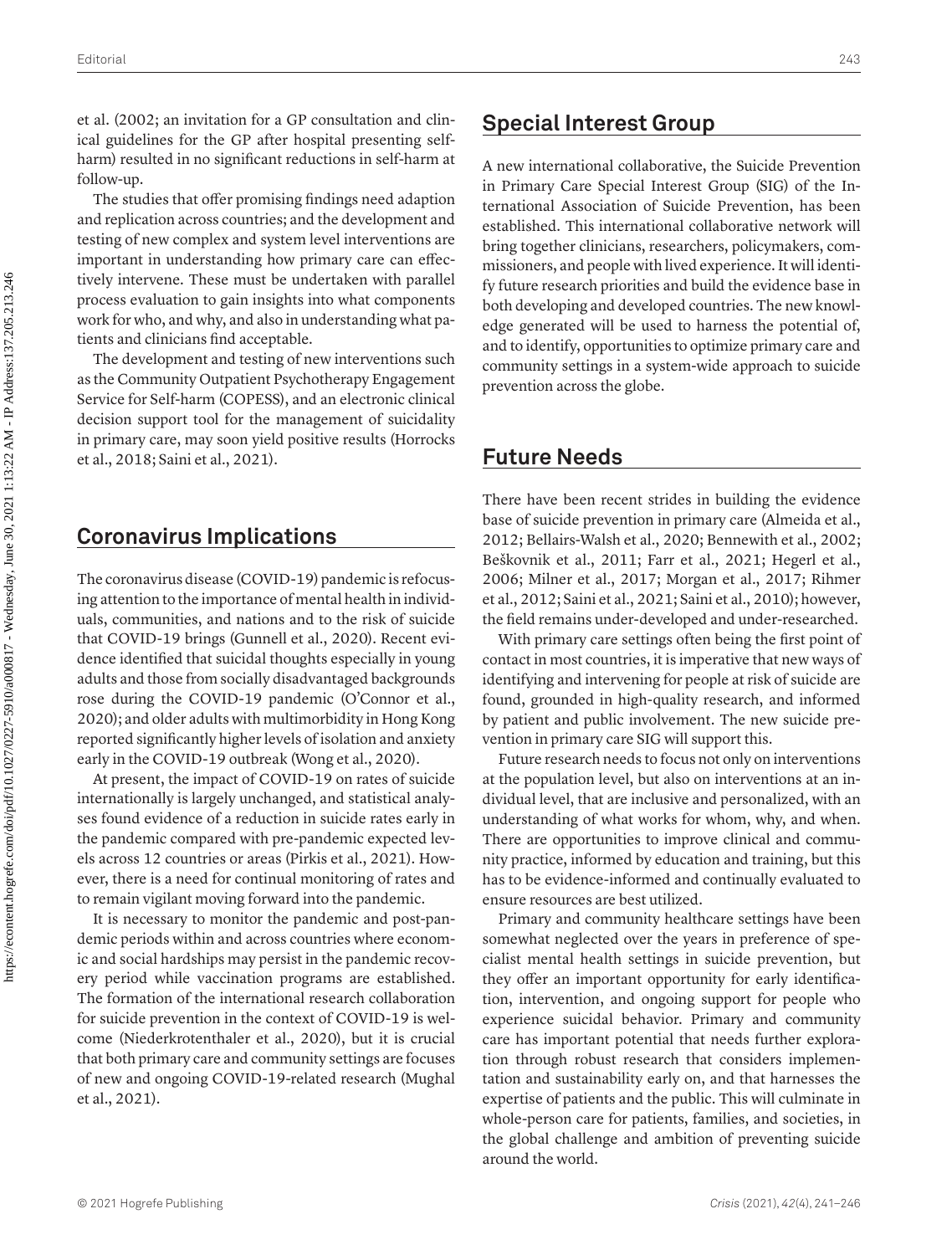et al. (2002; an invitation for a GP consultation and clinical guidelines for the GP after hospital presenting self-harm) resulted in no significant reductions in self-harm at follow-up.

The studies that offer promising findings need adaption and replication across countries; and the development and testing of new complex and system level interventions are important in understanding how primary care can effectively intervene. These must be undertaken with parallel process evaluation to gain insights into what components work for who, and why, and also in understanding what patients and clinicians find acceptable.

The development and testing of new interventions such as the Community Outpatient Psychotherapy Engagement Service for Self-harm (COPESS), and an electronic clinical decision support tool for the management of suicidality in primary care, may soon yield positive results (Horrocks et al., 2018; Saini et al., 2021).

## Coronavirus Implications

The coronavirus disease (COVID-19) pandemic is refocusing attention to the importance of mental health in individuals, communities, and nations and to the risk of suicide that COVID-19 brings (Gunnell et al., 2020). Recent evidence identified that suicidal thoughts especially in young adults and those from socially disadvantaged backgrounds rose during the COVID-19 pandemic (O'Connor et al., 2020); and older adults with multimorbidity in Hong Kong reported significantly higher levels of isolation and anxiety early in the COVID-19 outbreak (Wong et al., 2020).

At present, the impact of COVID-19 on rates of suicide internationally is largely unchanged, and statistical analyses found evidence of a reduction in suicide rates early in the pandemic compared with pre-pandemic expected levels across 12 countries or areas (Pirkis et al., 2021). However, there is a need for continual monitoring of rates and to remain vigilant moving forward into the pandemic.

It is necessary to monitor the pandemic and post-pandemic periods within and across countries where economic and social hardships may persist in the pandemic recovery period while vaccination programs are established. The formation of the international research collaboration for suicide prevention in the context of COVID-19 is welcome (Niederkrotenthaler et al., 2020), but it is crucial that both primary care and community settings are focuses of new and ongoing COVID-19-related research (Mughal et al., 2021).

## Special Interest Group

A new international collaborative, the Suicide Prevention in Primary Care Special Interest Group (SIG) of the International Association of Suicide Prevention, has been established. This international collaborative network will bring together clinicians, researchers, policymakers, commissioners, and people with lived experience. It will identify future research priorities and build the evidence base in both developing and developed countries. The new knowledge generated will be used to harness the potential of, and to identify, opportunities to optimize primary care and community settings in a system-wide approach to suicide prevention across the globe.

## Future Needs

There have been recent strides in building the evidence base of suicide prevention in primary care (Almeida et al., 2012; Bellairs-Walsh et al., 2020; Bennewith et al., 2002; Beškovnik et al., 2011; Farr et al., 2021; Hegerl et al., 2006; Milner et al., 2017; Morgan et al., 2017; Rihmer et al., 2012; Saini et al., 2021; Saini et al., 2010); however, the field remains under-developed and under-researched.

With primary care settings often being the first point of contact in most countries, it is imperative that new ways of identifying and intervening for people at risk of suicide are found, grounded in high-quality research, and informed by patient and public involvement. The new suicide prevention in primary care SIG will support this.

Future research needs to focus not only on interventions at the population level, but also on interventions at an individual level, that are inclusive and personalized, with an understanding of what works for whom, why, and when. There are opportunities to improve clinical and community practice, informed by education and training, but this has to be evidence-informed and continually evaluated to ensure resources are best utilized.

Primary and community healthcare settings have been somewhat neglected over the years in preference of specialist mental health settings in suicide prevention, but they offer an important opportunity for early identification, intervention, and ongoing support for people who experience suicidal behavior. Primary and community care has important potential that needs further exploration through robust research that considers implementation and sustainability early on, and that harnesses the expertise of patients and the public. This will culminate in whole-person care for patients, families, and societies, in the global challenge and ambition of preventing suicide around the world.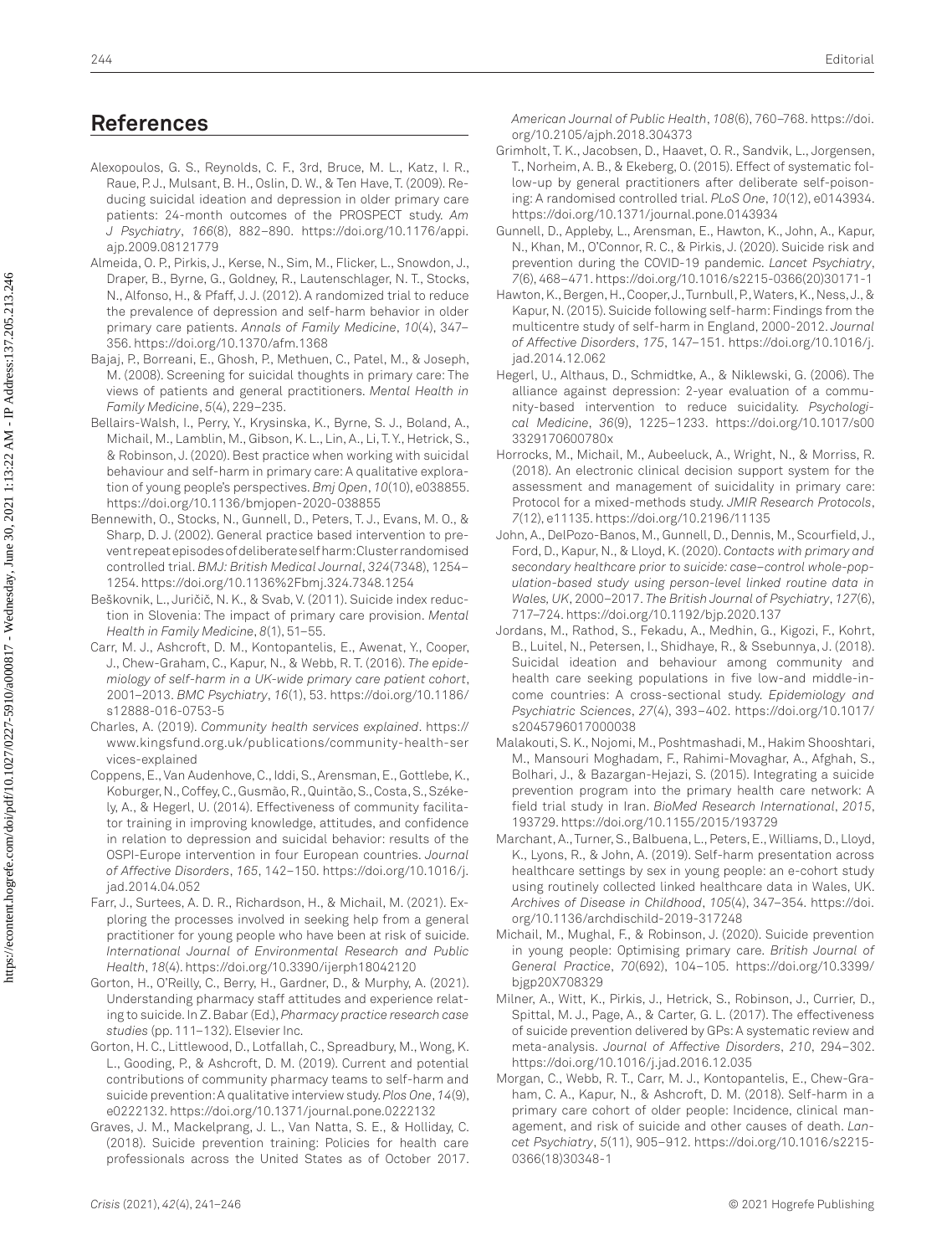## References

Alexopoulos, G. S., Reynolds, C. F., 3rd, Bruce, M. L., Katz, I. R., Raue, P. J., Mulsant, B. H., Oslin, D. W., & Ten Have, T. (2009). Reducing suicidal ideation and depression in older primary care patients: 24-month outcomes of the PROSPECT study. *Am J Psychiatry*, *166*(8), 882–890. https://doi.org/10.1176/appi.ajp.2009.08121779

Almeida, O. P., Pirkis, J., Kerse, N., Sim, M., Flicker, L., Snowdon, J., Draper, B., Byrne, G., Goldney, R., Lautenschlager, N. T., Stocks, N., Alfonso, H., & Pfaff, J. J. (2012). A randomized trial to reduce the prevalence of depression and self-harm behavior in older primary care patients. *Annals of Family Medicine*, *10*(4), 347–356. https://doi.org/10.1370/afm.1368

Bajaj, P., Borreani, E., Ghosh, P., Methuen, C., Patel, M., & Joseph, M. (2008). Screening for suicidal thoughts in primary care: The views of patients and general practitioners. *Mental Health in Family Medicine*, *5*(4), 229–235.

Bellairs-Walsh, I., Perry, Y., Krysinska, K., Byrne, S. J., Boland, A., Michail, M., Lamblin, M., Gibson, K. L., Lin, A., Li, T. Y., Hetrick, S., & Robinson, J. (2020). Best practice when working with suicidal behaviour and self-harm in primary care: A qualitative exploration of young people's perspectives. *Bmj Open*, *10*(10), e038855. https://doi.org/10.1136/bmjopen-2020-038855

Bennewith, O., Stocks, N., Gunnell, D., Peters, T. J., Evans, M. O., & Sharp, D. J. (2002). General practice based intervention to prevent repeat episodes of deliberate self harm: Cluster randomised controlled trial. *BMJ: British Medical Journal*, *324*(7348), 1254–1254. https://doi.org/10.1136%2Fbmj.324.7348.1254

Beškovnik, L., Juričič, N. K., & Svab, V. (2011). Suicide index reduction in Slovenia: The impact of primary care provision. *Mental Health in Family Medicine*, *8*(1), 51–55.

Carr, M. J., Ashcroft, D. M., Kontopantelis, E., Awenat, Y., Cooper, J., Chew-Graham, C., Kapur, N., & Webb, R. T. (2016). *The epidemiology of self-harm in a UK-wide primary care patient cohort*, 2001–2013. *BMC Psychiatry*, *16*(1), 53. https://doi.org/10.1186/s12888-016-0753-5

Charles, A. (2019). *Community health services explained*. https://www.kingsfund.org.uk/publications/community-health-services-explained

Coppens, E., Van Audenhove, C., Iddi, S., Arensman, E., Gottlebe, K., Koburger, N., Coffey, C., Gusmão, R., Quintão, S., Costa, S., Székely, A., & Hegerl, U. (2014). Effectiveness of community facilitator training in improving knowledge, attitudes, and confidence in relation to depression and suicidal behavior: results of the OSPI-Europe intervention in four European countries. *Journal of Affective Disorders*, *165*, 142–150. https://doi.org/10.1016/j.jad.2014.04.052

Farr, J., Surtees, A. D. R., Richardson, H., & Michail, M. (2021). Exploring the processes involved in seeking help from a general practitioner for young people who have been at risk of suicide. *International Journal of Environmental Research and Public Health*, *18*(4). https://doi.org/10.3390/ijerph18042120

Gorton, H., O'Reilly, C., Berry, H., Gardner, D., & Murphy, A. (2021). Understanding pharmacy staff attitudes and experience relating to suicide. In Z. Babar (Ed.), *Pharmacy practice research case studies* (pp. 111–132). Elsevier Inc.

Gorton, H. C., Littlewood, D., Lotfallah, C., Spreadbury, M., Wong, K. L., Gooding, P., & Ashcroft, D. M. (2019). Current and potential contributions of community pharmacy teams to self-harm and suicide prevention: A qualitative interview study. *Plos One*, *14*(9), e0222132. https://doi.org/10.1371/journal.pone.0222132

Graves, J. M., Mackelprang, J. L., Van Natta, S. E., & Holliday, C. (2018). Suicide prevention training: Policies for health care professionals across the United States as of October 2017. *American Journal of Public Health*, *108*(6), 760–768. https://doi.org/10.2105/ajph.2018.304373

Grimholt, T. K., Jacobsen, D., Haavet, O. R., Sandvik, L., Jorgensen, T., Norheim, A. B., & Ekeberg, O. (2015). Effect of systematic follow-up by general practitioners after deliberate self-poisoning: A randomised controlled trial. *PLoS One*, *10*(12), e0143934. https://doi.org/10.1371/journal.pone.0143934

Gunnell, D., Appleby, L., Arensman, E., Hawton, K., John, A., Kapur, N., Khan, M., O'Connor, R. C., & Pirkis, J. (2020). Suicide risk and prevention during the COVID-19 pandemic. *Lancet Psychiatry*, *7*(6), 468–471. https://doi.org/10.1016/s2215-0366(20)30171-1

Hawton, K., Bergen, H., Cooper, J., Turnbull, P., Waters, K., Ness, J., & Kapur, N. (2015). Suicide following self-harm: Findings from the multicentre study of self-harm in England, 2000-2012. *Journal of Affective Disorders*, *175*, 147–151. https://doi.org/10.1016/j.jad.2014.12.062

Hegerl, U., Althaus, D., Schmidtke, A., & Niklewski, G. (2006). The alliance against depression: 2-year evaluation of a community-based intervention to reduce suicidality. *Psychological Medicine*, *36*(9), 1225–1233. https://doi.org/10.1017/s003329170600780x

Horrocks, M., Michail, M., Aubeeluck, A., Wright, N., & Morriss, R. (2018). An electronic clinical decision support system for the assessment and management of suicidality in primary care: Protocol for a mixed-methods study. *JMIR Research Protocols*, *7*(12), e11135. https://doi.org/10.2196/11135

John, A., DelPozo-Banos, M., Gunnell, D., Dennis, M., Scourfield, J., Ford, D., Kapur, N., & Lloyd, K. (2020). *Contacts with primary and secondary healthcare prior to suicide: case–control whole-population-based study using person-level linked routine data in Wales, UK*, 2000–2017. *The British Journal of Psychiatry*, *127*(6), 717–724. https://doi.org/10.1192/bjp.2020.137

Jordans, M., Rathod, S., Fekadu, A., Medhin, G., Kigozi, F., Kohrt, B., Luitel, N., Petersen, I., Shidhaye, R., & Ssebunnya, J. (2018). Suicidal ideation and behaviour among community and health care seeking populations in five low-and middle-income countries: A cross-sectional study. *Epidemiology and Psychiatric Sciences*, *27*(4), 393–402. https://doi.org/10.1017/s2045796017000038

Malakouti, S. K., Nojomi, M., Poshtmashadi, M., Hakim Shooshtari, M., Mansouri Moghadam, F., Rahimi-Movaghar, A., Afghah, S., Bolhari, J., & Bazargan-Hejazi, S. (2015). Integrating a suicide prevention program into the primary health care network: A field trial study in Iran. *BioMed Research International*, *2015*, 193729. https://doi.org/10.1155/2015/193729

Marchant, A., Turner, S., Balbuena, L., Peters, E., Williams, D., Lloyd, K., Lyons, R., & John, A. (2019). Self-harm presentation across healthcare settings by sex in young people: an e-cohort study using routinely collected linked healthcare data in Wales, UK. *Archives of Disease in Childhood*, *105*(4), 347–354. https://doi.org/10.1136/archdischild-2019-317248

Michail, M., Mughal, F., & Robinson, J. (2020). Suicide prevention in young people: Optimising primary care. *British Journal of General Practice*, *70*(692), 104–105. https://doi.org/10.3399/bjgp20X708329

Milner, A., Witt, K., Pirkis, J., Hetrick, S., Robinson, J., Currier, D., Spittal, M. J., Page, A., & Carter, G. L. (2017). The effectiveness of suicide prevention delivered by GPs: A systematic review and meta-analysis. *Journal of Affective Disorders*, *210*, 294–302. https://doi.org/10.1016/j.jad.2016.12.035

Morgan, C., Webb, R. T., Carr, M. J., Kontopantelis, E., Chew-Graham, C. A., Kapur, N., & Ashcroft, D. M. (2018). Self-harm in a primary care cohort of older people: Incidence, clinical management, and risk of suicide and other causes of death. *Lancet Psychiatry*, *5*(11), 905–912. https://doi.org/10.1016/s2215-0366(18)30348-1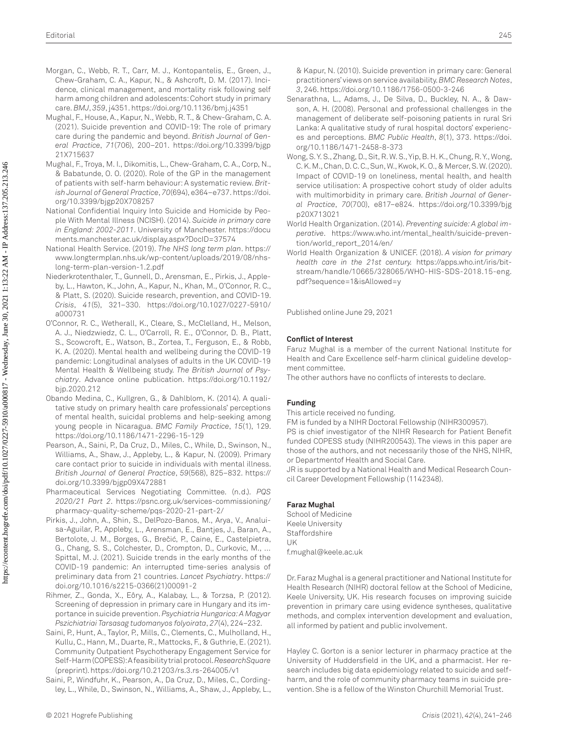Morgan, C., Webb, R. T., Carr, M. J., Kontopantelis, E., Green, J., Chew-Graham, C. A., Kapur, N., & Ashcroft, D. M. (2017). Incidence, clinical management, and mortality risk following self harm among children and adolescents: Cohort study in primary care. *BMJ*, *359*, j4351. https://doi.org/10.1136/bmj.j4351

Mughal, F., House, A., Kapur, N., Webb, R. T., & Chew-Graham, C. A. (2021). Suicide prevention and COVID-19: The role of primary care during the pandemic and beyond. *British Journal of General Practice*, *71*(706), 200–201. https://doi.org/10.3399/bjgp21X715637

Mughal, F., Troya, M. I., Dikomitis, L., Chew-Graham, C. A., Corp, N., & Babatunde, O. O. (2020). Role of the GP in the management of patients with self-harm behaviour: A systematic review. *British Journal of General Practice*, *70*(694), e364–e737. https://doi.org/10.3399/bjgp20X708257

National Confidential Inquiry Into Suicide and Homicide by People With Mental Illness (NCISH). (2014). *Suicide in primary care in England: 2002-2011*. University of Manchester. https://documents.manchester.ac.uk/display.aspx?DocID=37574

National Health Service. (2019). *The NHS long term plan*. https://www.longtermplan.nhs.uk/wp-content/uploads/2019/08/nhs-long-term-plan-version-1.2.pdf

Niederkrotenthaler, T., Gunnell, D., Arensman, E., Pirkis, J., Appleby, L., Hawton, K., John, A., Kapur, N., Khan, M., O'Connor, R. C., & Platt, S. (2020). Suicide research, prevention, and COVID-19. *Crisis*, *41*(5), 321–330. https://doi.org/10.1027/0227-5910/a000731

O'Connor, R. C., Wetherall, K., Cleare, S., McClelland, H., Melson, A. J., Niedzwiedz, C. L., O'Carroll, R. E., O'Connor, D. B., Platt, S., Scowcroft, E., Watson, B., Zortea, T., Ferguson, E., & Robb, K. A. (2020). Mental health and wellbeing during the COVID-19 pandemic: Longitudinal analyses of adults in the UK COVID-19 Mental Health & Wellbeing study. *The British Journal of Psychiatry*. Advance online publication. https://doi.org/10.1192/bjp.2020.212

Obando Medina, C., Kullgren, G., & Dahlblom, K. (2014). A qualitative study on primary health care professionals' perceptions of mental health, suicidal problems and help-seeking among young people in Nicaragua. *BMC Family Practice*, *15*(1), 129. https://doi.org/10.1186/1471-2296-15-129

Pearson, A., Saini, P., Da Cruz, D., Miles, C., While, D., Swinson, N., Williams, A., Shaw, J., Appleby, L., & Kapur, N. (2009). Primary care contact prior to suicide in individuals with mental illness. *British Journal of General Practice*, *59*(568), 825–832. https://doi.org/10.3399/bjgp09X472881

Pharmaceutical Services Negotiating Committee. (n.d.). *PQS 2020/21 Part 2*. https://psnc.org.uk/services-commissioning/pharmacy-quality-scheme/pqs-2020-21-part-2/

Pirkis, J., John, A., Shin, S., DelPozo-Banos, M., Arya, V., Analuisa-Aguilar, P., Appleby, L., Arensman, E., Bantjes, J., Baran, A., Bertolote, J. M., Borges, G., Brečić, P., Caine, E., Castelpietra, G., Chang, S. S., Colchester, D., Crompton, D., Curkovic, M., ... Spittal, M. J. (2021). Suicide trends in the early months of the COVID-19 pandemic: An interrupted time-series analysis of preliminary data from 21 countries. *Lancet Psychiatry*. https://doi.org/10.1016/s2215-0366(21)00091-2

Rihmer, Z., Gonda, X., Eôry, A., Kalabay, L., & Torzsa, P. (2012). Screening of depression in primary care in Hungary and its importance in suicide prevention. *Psychiatria Hungarica: A Magyar Pszichiatriai Tarsasag tudomanyos folyoirata*, *27*(4), 224–232.

Saini, P., Hunt, A., Taylor, P., Mills, C., Clements, C., Mulholland, H., Kullu, C., Hann, M., Duarte, R., Mattocks, F., & Guthrie, E. (2021). Community Outpatient Psychotherapy Engagement Service for Self-Harm (COPESS): A feasibility trial protocol. *ResearchSquare* (preprint). https://doi.org/10.21203/rs.3.rs-264005/v1

Saini, P., Windfuhr, K., Pearson, A., Da Cruz, D., Miles, C., Cordingley, L., While, D., Swinson, N., Williams, A., Shaw, J., Appleby, L., & Kapur, N. (2010). Suicide prevention in primary care: General practitioners' views on service availability. *BMC Research Notes*, *3*, 246. https://doi.org/10.1186/1756-0500-3-246

Senarathna, L., Adams, J., De Silva, D., Buckley, N. A., & Dawson, A. H. (2008). Personal and professional challenges in the management of deliberate self-poisoning patients in rural Sri Lanka: A qualitative study of rural hospital doctors' experiences and perceptions. *BMC Public Health*, *8*(1), 373. https://doi.org/10.1186/1471-2458-8-373

Wong, S. Y. S., Zhang, D., Sit, R. W. S., Yip, B. H. K., Chung, R. Y., Wong, C. K. M., Chan, D. C. C., Sun, W., Kwok, K. O., & Mercer, S. W. (2020). Impact of COVID-19 on loneliness, mental health, and health service utilisation: A prospective cohort study of older adults with multimorbidity in primary care. *British Journal of General Practice*, *70*(700), e817–e824. https://doi.org/10.3399/bjgp20X713021

World Health Organization. (2014). *Preventing suicide: A global imperative*. https://www.who.int/mental_health/suicide-prevention/world_report_2014/en/

World Health Organization & UNICEF. (2018). *A vision for primary health care in the 21st century.* https://apps.who.int/iris/bitstream/handle/10665/328065/WHO-HIS-SDS-2018.15-eng.pdf?sequence=1&isAllowed=y

Published online June 29, 2021

#### Conflict of Interest

Faruz Mughal is a member of the current National Institute for Health and Care Excellence self-harm clinical guideline development committee.

The other authors have no conflicts of interests to declare.

#### Funding

This article received no funding.

FM is funded by a NIHR Doctoral Fellowship (NIHR300957).

PS is chief investigator of the NIHR Research for Patient Benefit funded COPESS study (NIHR200543). The views in this paper are those of the authors, and not necessarily those of the NHS, NIHR, or Departmentof Health and Social Care.

JR is supported by a National Health and Medical Research Council Career Development Fellowship (1142348).

#### Faraz Mughal

School of Medicine
Keele University
Staffordshire
UK
f.mughal@keele.ac.uk

Dr. Faraz Mughal is a general practitioner and National Institute for Health Research (NIHR) doctoral fellow at the School of Medicine, Keele University, UK. His research focuses on improving suicide prevention in primary care using evidence syntheses, qualitative methods, and complex intervention development and evaluation, all informed by patient and public involvement.

Hayley C. Gorton is a senior lecturer in pharmacy practice at the University of Huddersfield in the UK, and a pharmacist. Her research includes big data epidemiology related to suicide and self-harm, and the role of community pharmacy teams in suicide prevention. She is a fellow of the Winston Churchill Memorial Trust.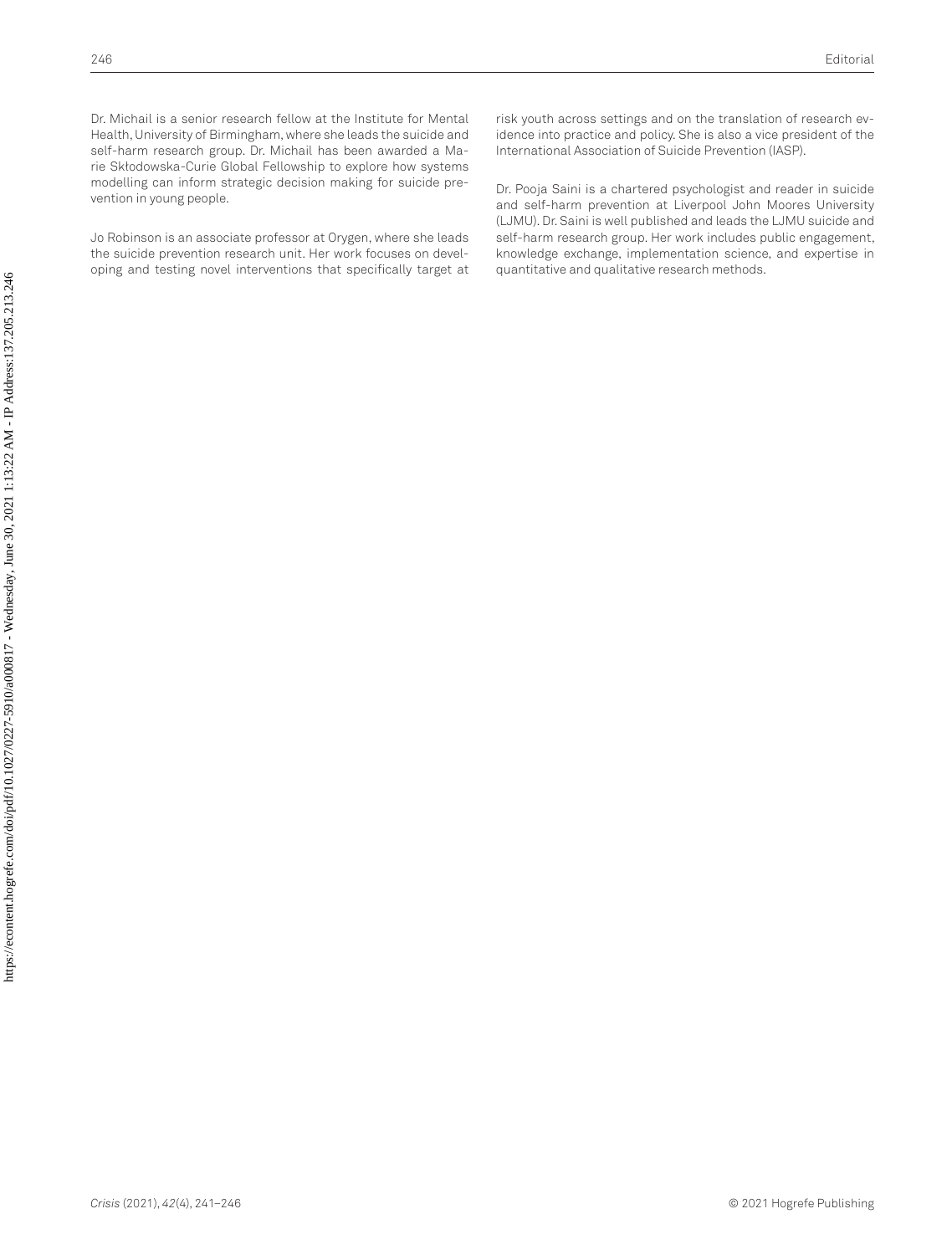Dr. Michail is a senior research fellow at the Institute for Mental Health, University of Birmingham, where she leads the suicide and self-harm research group. Dr. Michail has been awarded a Marie Skłodowska-Curie Global Fellowship to explore how systems modelling can inform strategic decision making for suicide prevention in young people.

Jo Robinson is an associate professor at Orygen, where she leads the suicide prevention research unit. Her work focuses on developing and testing novel interventions that specifically target at risk youth across settings and on the translation of research evidence into practice and policy. She is also a vice president of the International Association of Suicide Prevention (IASP).

Dr. Pooja Saini is a chartered psychologist and reader in suicide and self-harm prevention at Liverpool John Moores University (LJMU). Dr. Saini is well published and leads the LJMU suicide and self-harm research group. Her work includes public engagement, knowledge exchange, implementation science, and expertise in quantitative and qualitative research methods.